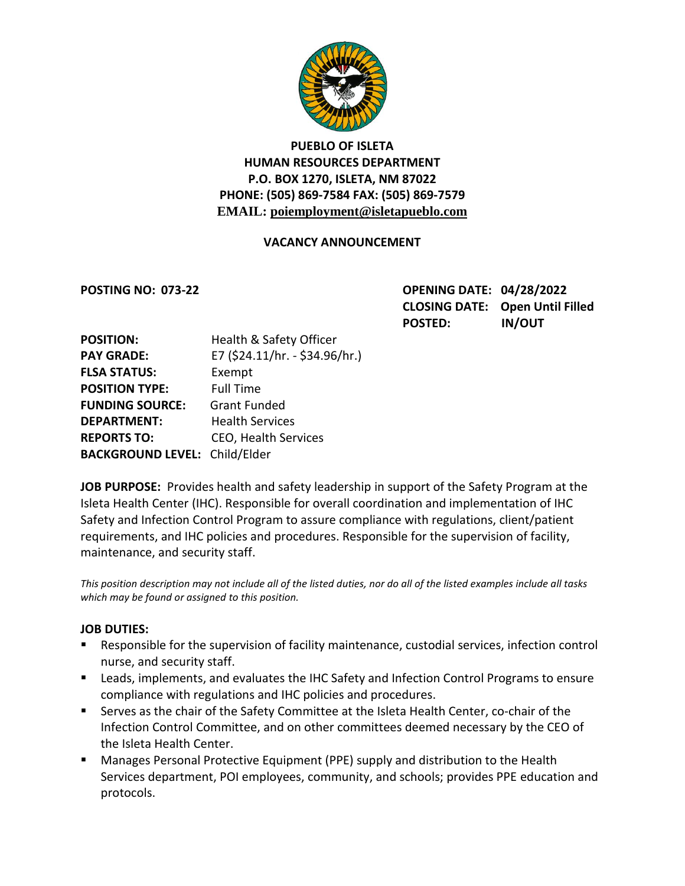**PUEBLO OF ISLETA**
**HUMAN RESOURCES DEPARTMENT**
**P.O. BOX 1270, ISLETA, NM 87022**
**PHONE: (505) 869-7584 FAX: (505) 869-7579**
**EMAIL: poiemployment@isletapueblo.com**

## VACANCY ANNOUNCEMENT

**POSTING NO: 073-22**

**OPENING DATE: 04/28/2022**
**CLOSING DATE: Open Until Filled**
**POSTED: IN/OUT**

**POSITION:** Health & Safety Officer
**PAY GRADE:** E7 ($24.11/hr. - $34.96/hr.)
**FLSA STATUS:** Exempt
**POSITION TYPE:** Full Time
**FUNDING SOURCE:** Grant Funded
**DEPARTMENT:** Health Services
**REPORTS TO:** CEO, Health Services
**BACKGROUND LEVEL:** Child/Elder

**JOB PURPOSE:** Provides health and safety leadership in support of the Safety Program at the Isleta Health Center (IHC). Responsible for overall coordination and implementation of IHC Safety and Infection Control Program to assure compliance with regulations, client/patient requirements, and IHC policies and procedures. Responsible for the supervision of facility, maintenance, and security staff.

*This position description may not include all of the listed duties, nor do all of the listed examples include all tasks which may be found or assigned to this position.*

**JOB DUTIES:**

- Responsible for the supervision of facility maintenance, custodial services, infection control nurse, and security staff.
- Leads, implements, and evaluates the IHC Safety and Infection Control Programs to ensure compliance with regulations and IHC policies and procedures.
- Serves as the chair of the Safety Committee at the Isleta Health Center, co-chair of the Infection Control Committee, and on other committees deemed necessary by the CEO of the Isleta Health Center.
- Manages Personal Protective Equipment (PPE) supply and distribution to the Health Services department, POI employees, community, and schools; provides PPE education and protocols.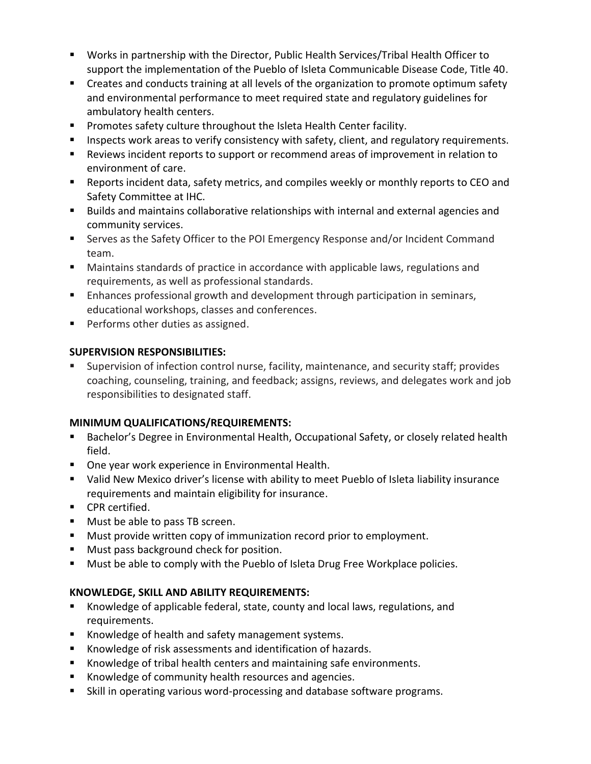- Works in partnership with the Director, Public Health Services/Tribal Health Officer to support the implementation of the Pueblo of Isleta Communicable Disease Code, Title 40.
- Creates and conducts training at all levels of the organization to promote optimum safety and environmental performance to meet required state and regulatory guidelines for ambulatory health centers.
- Promotes safety culture throughout the Isleta Health Center facility.
- Inspects work areas to verify consistency with safety, client, and regulatory requirements.
- Reviews incident reports to support or recommend areas of improvement in relation to environment of care.
- Reports incident data, safety metrics, and compiles weekly or monthly reports to CEO and Safety Committee at IHC.
- Builds and maintains collaborative relationships with internal and external agencies and community services.
- Serves as the Safety Officer to the POI Emergency Response and/or Incident Command team.
- Maintains standards of practice in accordance with applicable laws, regulations and requirements, as well as professional standards.
- Enhances professional growth and development through participation in seminars, educational workshops, classes and conferences.
- Performs other duties as assigned.

**SUPERVISION RESPONSIBILITIES:**

- Supervision of infection control nurse, facility, maintenance, and security staff; provides coaching, counseling, training, and feedback; assigns, reviews, and delegates work and job responsibilities to designated staff.

**MINIMUM QUALIFICATIONS/REQUIREMENTS:**

- Bachelor's Degree in Environmental Health, Occupational Safety, or closely related health field.
- One year work experience in Environmental Health.
- Valid New Mexico driver's license with ability to meet Pueblo of Isleta liability insurance requirements and maintain eligibility for insurance.
- CPR certified.
- Must be able to pass TB screen.
- Must provide written copy of immunization record prior to employment.
- Must pass background check for position.
- Must be able to comply with the Pueblo of Isleta Drug Free Workplace policies.

**KNOWLEDGE, SKILL AND ABILITY REQUIREMENTS:**

- Knowledge of applicable federal, state, county and local laws, regulations, and requirements.
- Knowledge of health and safety management systems.
- Knowledge of risk assessments and identification of hazards.
- Knowledge of tribal health centers and maintaining safe environments.
- Knowledge of community health resources and agencies.
- Skill in operating various word-processing and database software programs.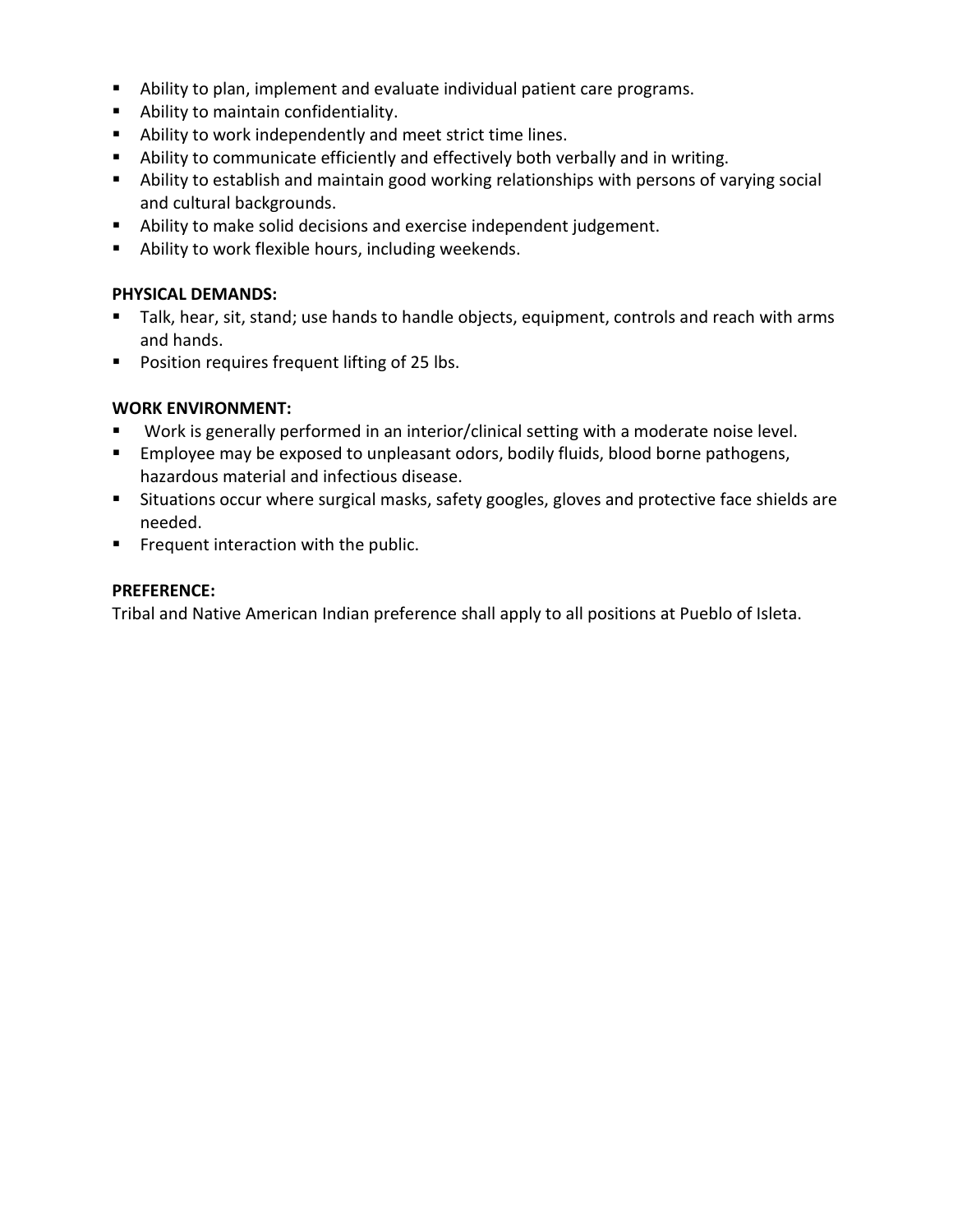- Ability to plan, implement and evaluate individual patient care programs.
- Ability to maintain confidentiality.
- Ability to work independently and meet strict time lines.
- Ability to communicate efficiently and effectively both verbally and in writing.
- Ability to establish and maintain good working relationships with persons of varying social and cultural backgrounds.
- Ability to make solid decisions and exercise independent judgement.
- Ability to work flexible hours, including weekends.

**PHYSICAL DEMANDS:**
- Talk, hear, sit, stand; use hands to handle objects, equipment, controls and reach with arms and hands.
- Position requires frequent lifting of 25 lbs.

**WORK ENVIRONMENT:**
- Work is generally performed in an interior/clinical setting with a moderate noise level.
- Employee may be exposed to unpleasant odors, bodily fluids, blood borne pathogens, hazardous material and infectious disease.
- Situations occur where surgical masks, safety googles, gloves and protective face shields are needed.
- Frequent interaction with the public.

**PREFERENCE:**
Tribal and Native American Indian preference shall apply to all positions at Pueblo of Isleta.